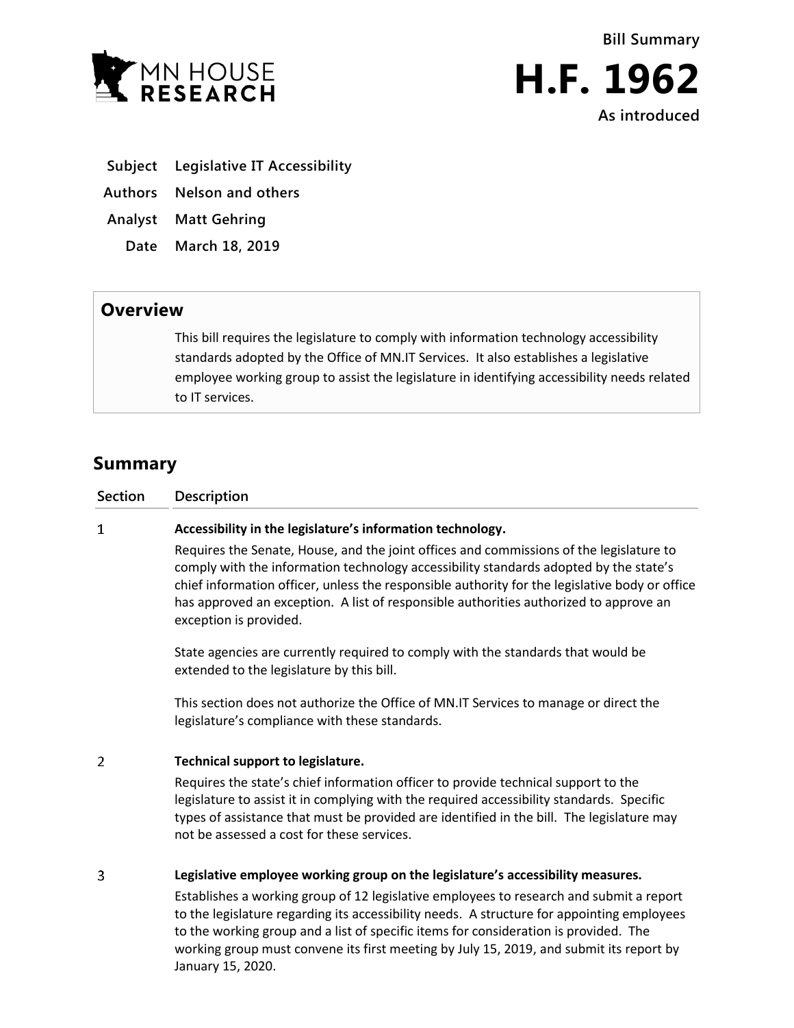MN HOUSE RESEARCH

Bill Summary

# H.F. 1962

As introduced

**Subject** Legislative IT Accessibility

**Authors** Nelson and others

**Analyst** Matt Gehring

**Date** March 18, 2019

## Overview

This bill requires the legislature to comply with information technology accessibility standards adopted by the Office of MN.IT Services. It also establishes a legislative employee working group to assist the legislature in identifying accessibility needs related to IT services.

## Summary

| Section | Description |
| --- | --- |
| 1 | **Accessibility in the legislature's information technology.**<br>Requires the Senate, House, and the joint offices and commissions of the legislature to comply with the information technology accessibility standards adopted by the state's chief information officer, unless the responsible authority for the legislative body or office has approved an exception. A list of responsible authorities authorized to approve an exception is provided.<br><br>State agencies are currently required to comply with the standards that would be extended to the legislature by this bill.<br><br>This section does not authorize the Office of MN.IT Services to manage or direct the legislature's compliance with these standards. |
| 2 | **Technical support to legislature.**<br>Requires the state's chief information officer to provide technical support to the legislature to assist it in complying with the required accessibility standards. Specific types of assistance that must be provided are identified in the bill. The legislature may not be assessed a cost for these services. |
| 3 | **Legislative employee working group on the legislature's accessibility measures.**<br>Establishes a working group of 12 legislative employees to research and submit a report to the legislature regarding its accessibility needs. A structure for appointing employees to the working group and a list of specific items for consideration is provided. The working group must convene its first meeting by July 15, 2019, and submit its report by January 15, 2020. |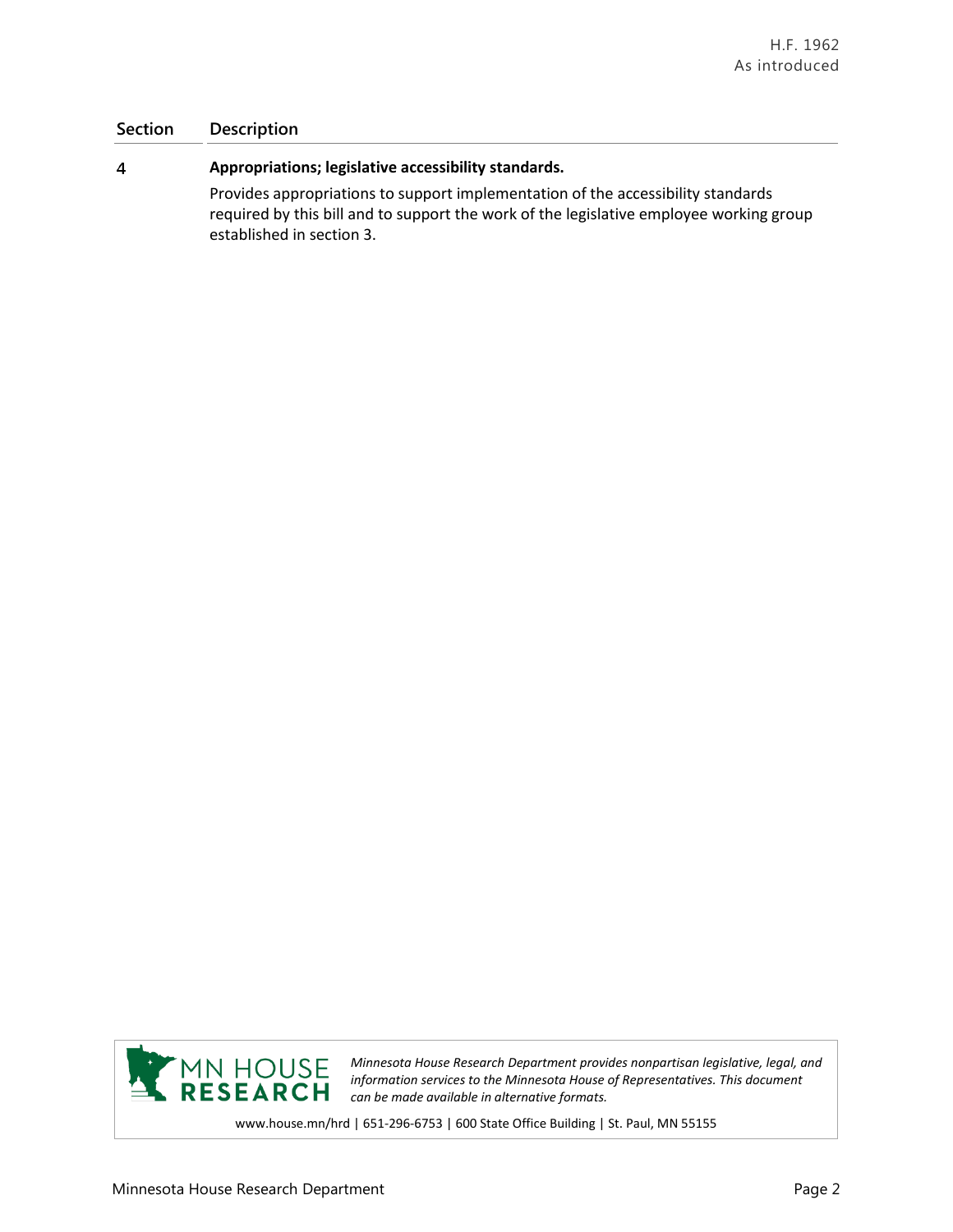| Section | Description |
| --- | --- |
| 4 | **Appropriations; legislative accessibility standards.** Provides appropriations to support implementation of the accessibility standards required by this bill and to support the work of the legislative employee working group established in section 3. |

MN HOUSE RESEARCH

*Minnesota House Research Department provides nonpartisan legislative, legal, and information services to the Minnesota House of Representatives. This document can be made available in alternative formats.*

www.house.mn/hrd | 651-296-6753 | 600 State Office Building | St. Paul, MN 55155